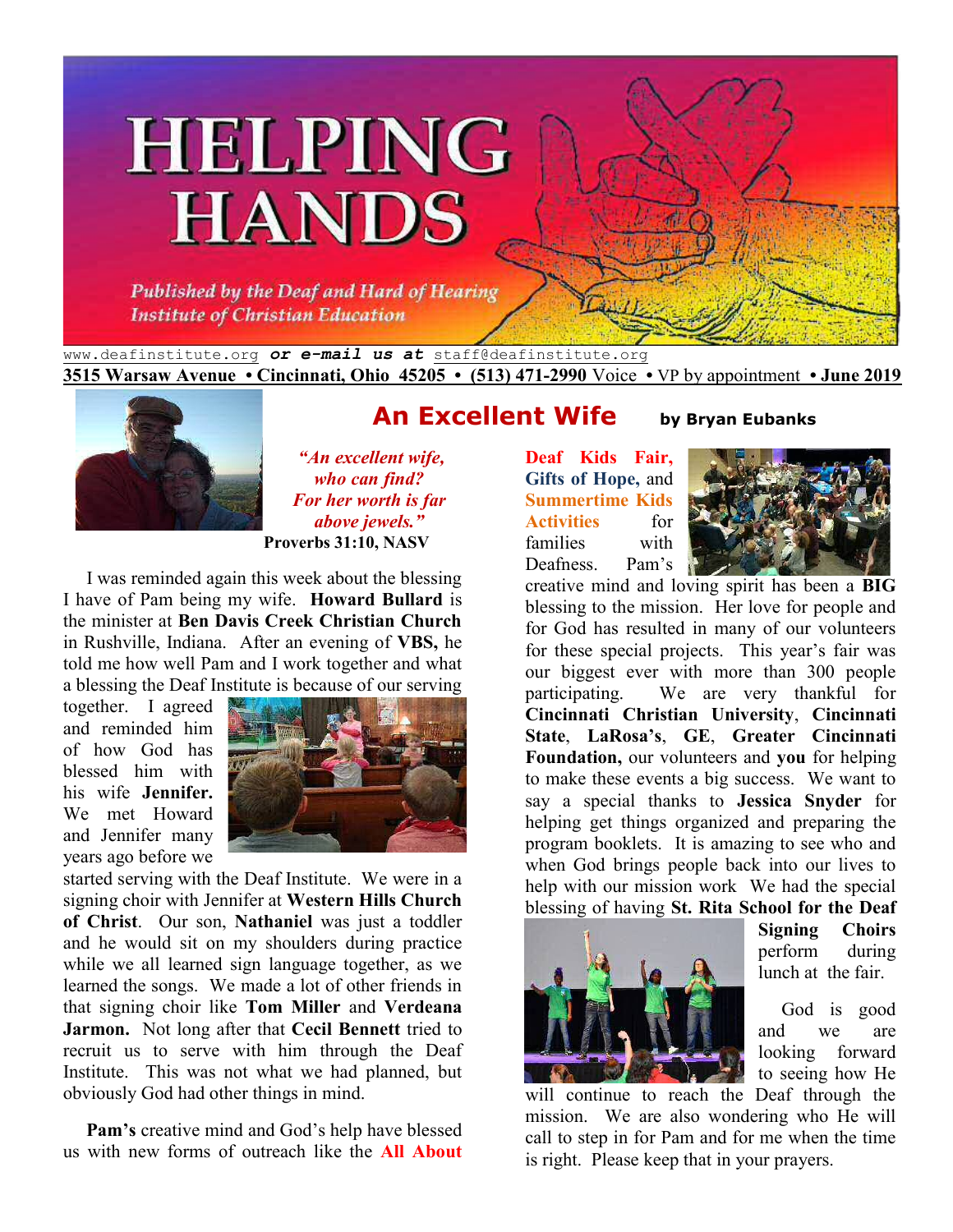# HELPING HANDS

*Published by the Deaf and Hard of Hearing Institute of Christian Education*

www.deafinstitute.org **or e-mail us at** staff@deafinstitute.org

**3515 Warsaw Avenue • Cincinnati, Ohio 45205 • (513) 471-2990** Voice • VP by appointment **• June 2019**

## An Excellent Wife

**by Bryan Eubanks**

***"An excellent wife, who can find? For her worth is far above jewels."***

**Proverbs 31:10, NASV**

I was reminded again this week about the blessing I have of Pam being my wife. **Howard Bullard** is the minister at **Ben Davis Creek Christian Church** in Rushville, Indiana. After an evening of **VBS,** he told me how well Pam and I work together and what a blessing the Deaf Institute is because of our serving together. I agreed and reminded him of how God has blessed him with his wife **Jennifer.** We met Howard and Jennifer many years ago before we started serving with the Deaf Institute. We were in a signing choir with Jennifer at **Western Hills Church of Christ**. Our son, **Nathaniel** was just a toddler and he would sit on my shoulders during practice while we all learned sign language together, as we learned the songs. We made a lot of other friends in that signing choir like **Tom Miller** and **Verdeana Jarmon.** Not long after that **Cecil Bennett** tried to recruit us to serve with him through the Deaf Institute. This was not what we had planned, but obviously God had other things in mind.

**Pam's** creative mind and God's help have blessed us with new forms of outreach like the **All About Deaf Kids Fair, Gifts of Hope,** and **Summertime Kids Activities** for families with Deafness. Pam's creative mind and loving spirit has been a **BIG** blessing to the mission. Her love for people and for God has resulted in many of our volunteers for these special projects. This year's fair was our biggest ever with more than 300 people participating. We are very thankful for **Cincinnati Christian University**, **Cincinnati State**, **LaRosa's**, **GE**, **Greater Cincinnati Foundation,** our volunteers and **you** for helping to make these events a big success. We want to say a special thanks to **Jessica Snyder** for helping get things organized and preparing the program booklets. It is amazing to see who and when God brings people back into our lives to help with our mission work We had the special blessing of having **St. Rita School for the Deaf Signing Choirs** perform during lunch at the fair.

God is good and we are looking forward to seeing how He will continue to reach the Deaf through the mission. We are also wondering who He will call to step in for Pam and for me when the time is right. Please keep that in your prayers.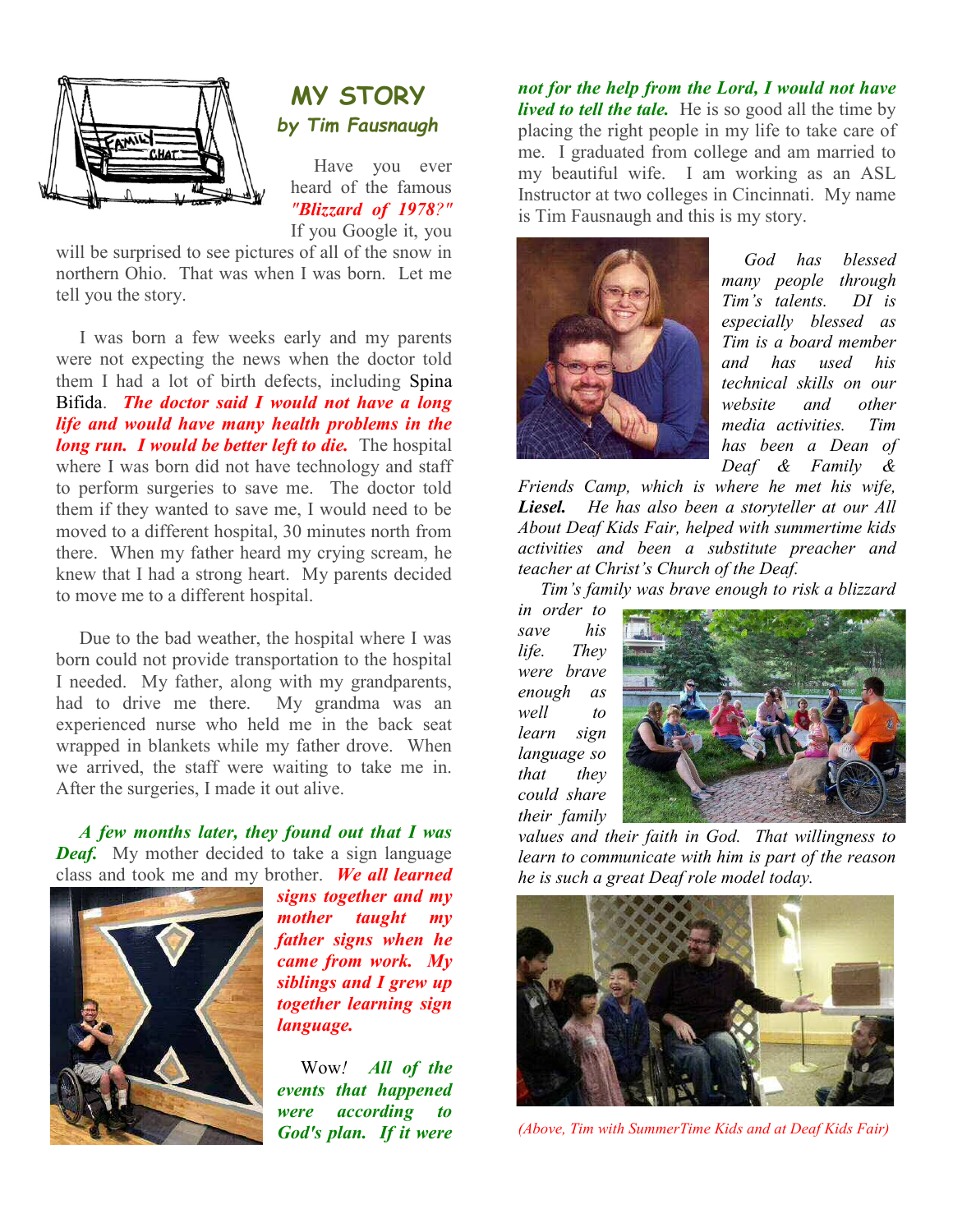# MY STORY

### *by Tim Fausnaugh*

Have you ever heard of the famous ***"Blizzard of 1978?"*** If you Google it, you will be surprised to see pictures of all of the snow in northern Ohio. That was when I was born. Let me tell you the story.

I was born a few weeks early and my parents were not expecting the news when the doctor told them I had a lot of birth defects, including Spina Bifida. ***The doctor said I would not have a long life and would have many health problems in the long run. I would be better left to die.*** The hospital where I was born did not have technology and staff to perform surgeries to save me. The doctor told them if they wanted to save me, I would need to be moved to a different hospital, 30 minutes north from there. When my father heard my crying scream, he knew that I had a strong heart. My parents decided to move me to a different hospital.

Due to the bad weather, the hospital where I was born could not provide transportation to the hospital I needed. My father, along with my grandparents, had to drive me there. My grandma was an experienced nurse who held me in the back seat wrapped in blankets while my father drove. When we arrived, the staff were waiting to take me in. After the surgeries, I made it out alive.

***A few months later, they found out that I was Deaf.*** My mother decided to take a sign language class and took me and my brother. ***We all learned signs together and my mother taught my father signs when he came from work. My siblings and I grew up together learning sign language.***

Wow! ***All of the events that happened were according to God's plan. If it were not for the help from the Lord, I would not have lived to tell the tale.*** He is so good all the time by placing the right people in my life to take care of me. I graduated from college and am married to my beautiful wife. I am working as an ASL Instructor at two colleges in Cincinnati. My name is Tim Fausnaugh and this is my story.

*God has blessed many people through Tim's talents. DI is especially blessed as Tim is a board member and has used his technical skills on our website and other media activities. Tim has been a Dean of Deaf & Family & Friends Camp, which is where he met his wife,* ***Liesel.*** *He has also been a storyteller at our All About Deaf Kids Fair, helped with summertime kids activities and been a substitute preacher and teacher at Christ's Church of the Deaf.*

*Tim's family was brave enough to risk a blizzard in order to save his life. They were brave enough as well to learn sign language so that they could share their family values and their faith in God. That willingness to learn to communicate with him is part of the reason he is such a great Deaf role model today.*

*(Above, Tim with SummerTime Kids and at Deaf Kids Fair)*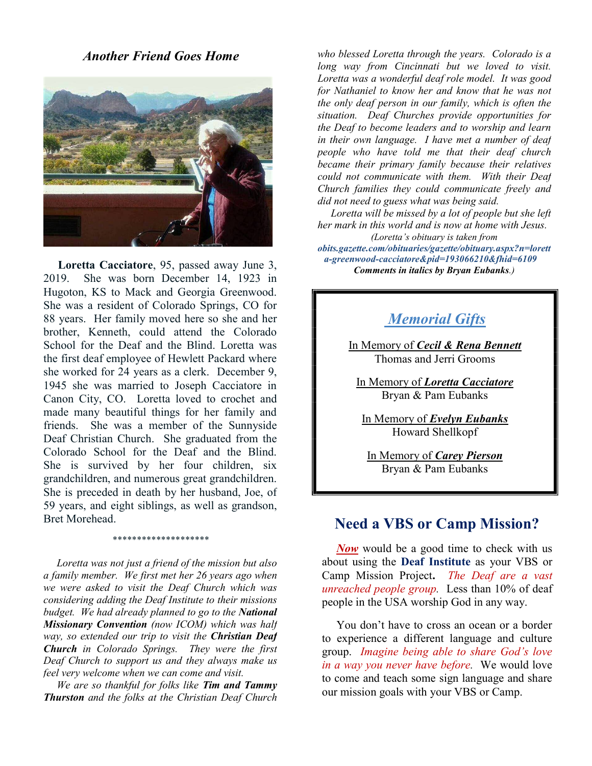## *Another Friend Goes Home*

**Loretta Cacciatore**, 95, passed away June 3, 2019. She was born December 14, 1923 in Hugoton, KS to Mack and Georgia Greenwood. She was a resident of Colorado Springs, CO for 88 years. Her family moved here so she and her brother, Kenneth, could attend the Colorado School for the Deaf and the Blind. Loretta was the first deaf employee of Hewlett Packard where she worked for 24 years as a clerk. December 9, 1945 she was married to Joseph Cacciatore in Canon City, CO. Loretta loved to crochet and made many beautiful things for her family and friends. She was a member of the Sunnyside Deaf Christian Church. She graduated from the Colorado School for the Deaf and the Blind. She is survived by her four children, six grandchildren, and numerous great grandchildren. She is preceded in death by her husband, Joe, of 59 years, and eight siblings, as well as grandson, Bret Morehead.

********************

*Loretta was not just a friend of the mission but also a family member. We first met her 26 years ago when we were asked to visit the Deaf Church which was considering adding the Deaf Institute to their missions budget. We had already planned to go to the **National Missionary Convention** (now ICOM) which was half way, so extended our trip to visit the **Christian Deaf Church** in Colorado Springs. They were the first Deaf Church to support us and they always make us feel very welcome when we can come and visit.*

*We are so thankful for folks like **Tim and Tammy Thurston** and the folks at the Christian Deaf Church who blessed Loretta through the years. Colorado is a long way from Cincinnati but we loved to visit. Loretta was a wonderful deaf role model. It was good for Nathaniel to know her and know that he was not the only deaf person in our family, which is often the situation. Deaf Churches provide opportunities for the Deaf to become leaders and to worship and learn in their own language. I have met a number of deaf people who have told me that their deaf church became their primary family because their relatives could not communicate with them. With their Deaf Church families they could communicate freely and did not need to guess what was being said.*

Loretta will be missed by a lot of people but she left her mark in this world and is now at home with Jesus.

*(Loretta's obituary is taken from* ***obits.gazette.com/obituaries/gazette/obituary.aspx?n=loretta-greenwood-cacciatore&pid=193066210&fhid=6109*** ***Comments in italics by Bryan Eubanks**.)*

## *Memorial Gifts*

In Memory of ***Cecil & Rena Bennett***
Thomas and Jerri Grooms

In Memory of ***Loretta Cacciatore***
Bryan & Pam Eubanks

In Memory of ***Evelyn Eubanks***
Howard Shellkopf

In Memory of ***Carey Pierson***
Bryan & Pam Eubanks

## Need a VBS or Camp Mission?

***Now*** would be a good time to check with us about using the **Deaf Institute** as your VBS or Camp Mission Project**.** *The Deaf are a vast unreached people group.* Less than 10% of deaf people in the USA worship God in any way.

You don't have to cross an ocean or a border to experience a different language and culture group. *Imagine being able to share God's love in a way you never have before.* We would love to come and teach some sign language and share our mission goals with your VBS or Camp.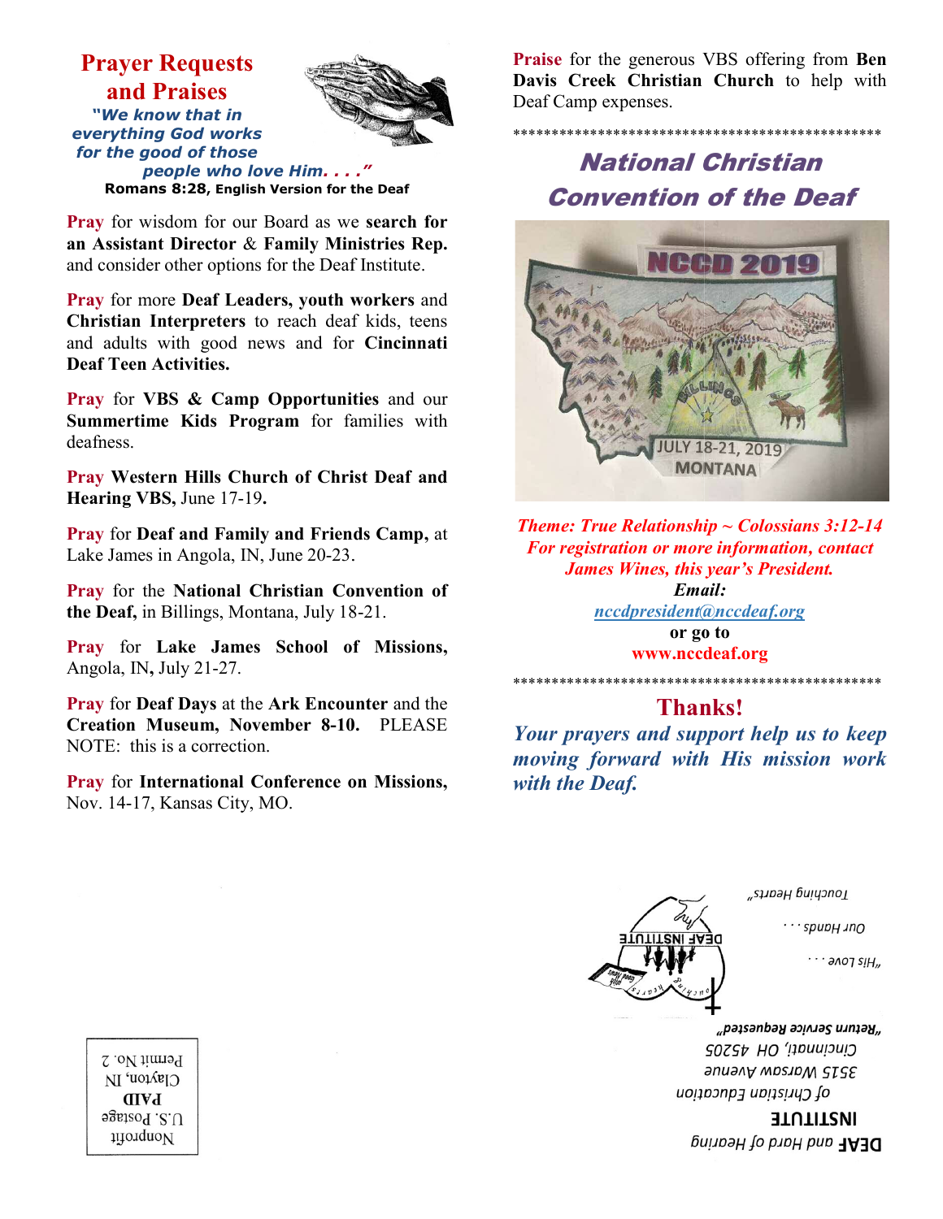## Prayer Requests and Praises

***"We know that in everything God works for the good of those people who love Him. . . ."***
**Romans 8:28, English Version for the Deaf**

**Pray** for wisdom for our Board as we **search for an Assistant Director** & **Family Ministries Rep.** and consider other options for the Deaf Institute.

**Pray** for more **Deaf Leaders, youth workers** and **Christian Interpreters** to reach deaf kids, teens and adults with good news and for **Cincinnati Deaf Teen Activities.**

**Pray** for **VBS & Camp Opportunities** and our **Summertime Kids Program** for families with deafness.

**Pray Western Hills Church of Christ Deaf and Hearing VBS,** June 17-19**.**

**Pray** for **Deaf and Family and Friends Camp,** at Lake James in Angola, IN, June 20-23.

**Pray** for the **National Christian Convention of the Deaf,** in Billings, Montana, July 18-21.

**Pray** for **Lake James School of Missions,** Angola, IN**,** July 21-27.

**Pray** for **Deaf Days** at the **Ark Encounter** and the **Creation Museum, November 8-10.** PLEASE NOTE: this is a correction.

**Pray** for **International Conference on Missions,** Nov. 14-17, Kansas City, MO.

**Praise** for the generous VBS offering from **Ben Davis Creek Christian Church** to help with Deaf Camp expenses.

\*\*\*\*\*\*\*\*\*\*\*\*\*\*\*\*\*\*\*\*\*\*\*\*\*\*\*\*\*\*\*\*\*\*\*\*\*\*\*\*\*\*\*\*\*\*\*\*

## *National Christian Convention of the Deaf*

NCCD 2019
BILLINGS
JULY 18-21, 2019
MONTANA

***Theme: True Relationship ~ Colossians 3:12-14***
***For registration or more information, contact James Wines, this year's President.***
***Email:***
*nccdpresident@nccdeaf.org*
**or go to**
**www.nccdeaf.org**

\*\*\*\*\*\*\*\*\*\*\*\*\*\*\*\*\*\*\*\*\*\*\*\*\*\*\*\*\*\*\*\*\*\*\*\*\*\*\*\*\*\*\*\*\*\*\*\*

## Thanks!

***Your prayers and support help us to keep moving forward with His mission work with the Deaf.***

"His Love . . .
Our Hands . . .
Touching Hearts"

DEAF INSTITUTE

**DEAF** and Hard of Hearing
**INSTITUTE**
of Christian Education
3515 Warsaw Avenue
Cincinnati, OH 45205
***"Return Service Requested"***

Nonprofit
U.S. Postage
**PAID**
Clayton, IN
Permit No. 2